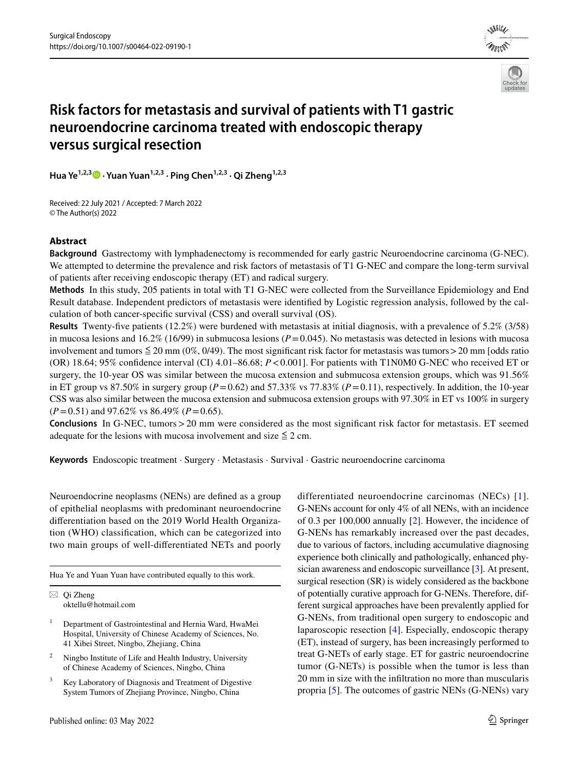# Risk factors for metastasis and survival of patients with T1 gastric neuroendocrine carcinoma treated with endoscopic therapy versus surgical resection

**Hua Ye[1,2,3] · Yuan Yuan[1,2,3] · Ping Chen[1,2,3] · Qi Zheng[1,2,3]**

Received: 22 July 2021 / Accepted: 7 March 2022
© The Author(s) 2022

## Abstract

**Background** Gastrectomy with lymphadenectomy is recommended for early gastric Neuroendocrine carcinoma (G-NEC). We attempted to determine the prevalence and risk factors of metastasis of T1 G-NEC and compare the long-term survival of patients after receiving endoscopic therapy (ET) and radical surgery.

**Methods** In this study, 205 patients in total with T1 G-NEC were collected from the Surveillance Epidemiology and End Result database. Independent predictors of metastasis were identified by Logistic regression analysis, followed by the calculation of both cancer-specific survival (CSS) and overall survival (OS).

**Results** Twenty-five patients (12.2%) were burdened with metastasis at initial diagnosis, with a prevalence of 5.2% (3/58) in mucosa lesions and 16.2% (16/99) in submucosa lesions ($P=0.045$). No metastasis was detected in lesions with mucosa involvement and tumors ≦ 20 mm (0%, 0/49). The most significant risk factor for metastasis was tumors > 20 mm [odds ratio (OR) 18.64; 95% confidence interval (CI) 4.01–86.68; $P<0.001$]. For patients with T1N0M0 G-NEC who received ET or surgery, the 10-year OS was similar between the mucosa extension and submucosa extension groups, which was 91.56% in ET group vs 87.50% in surgery group ($P=0.62$) and 57.33% vs 77.83% ($P=0.11$), respectively. In addition, the 10-year CSS was also similar between the mucosa extension and submucosa extension groups with 97.30% in ET vs 100% in surgery ($P=0.51$) and 97.62% vs 86.49% ($P=0.65$).

**Conclusions** In G-NEC, tumors > 20 mm were considered as the most significant risk factor for metastasis. ET seemed adequate for the lesions with mucosa involvement and size ≦ 2 cm.

**Keywords** Endoscopic treatment · Surgery · Metastasis · Survival · Gastric neuroendocrine carcinoma

Neuroendocrine neoplasms (NENs) are defined as a group of epithelial neoplasms with predominant neuroendocrine differentiation based on the 2019 World Health Organization (WHO) classification, which can be categorized into two main groups of well-differentiated NETs and poorly differentiated neuroendocrine carcinomas (NECs) [1]. G-NENs account for only 4% of all NENs, with an incidence of 0.3 per 100,000 annually [2]. However, the incidence of G-NENs has remarkably increased over the past decades, due to various of factors, including accumulative diagnosing experience both clinically and pathologically, enhanced physician awareness and endoscopic surveillance [3]. At present, surgical resection (SR) is widely considered as the backbone of potentially curative approach for G-NENs. Therefore, different surgical approaches have been prevalently applied for G-NENs, from traditional open surgery to endoscopic and laparoscopic resection [4]. Especially, endoscopic therapy (ET), instead of surgery, has been increasingly performed to treat G-NETs of early stage. ET for gastric neuroendocrine tumor (G-NETs) is possible when the tumor is less than 20 mm in size with the infiltration no more than muscularis propria [5]. The outcomes of gastric NENs (G-NENs) vary

Hua Ye and Yuan Yuan have contributed equally to this work.

✉ Qi Zheng
oktellu@hotmail.com

[1] Department of Gastrointestinal and Hernia Ward, HwaMei Hospital, University of Chinese Academy of Sciences, No. 41 Xibei Street, Ningbo, Zhejiang, China

[2] Ningbo Institute of Life and Health Industry, University of Chinese Academy of Sciences, Ningbo, China

[3] Key Laboratory of Diagnosis and Treatment of Digestive System Tumors of Zhejiang Province, Ningbo, China

Published online: 03 May 2022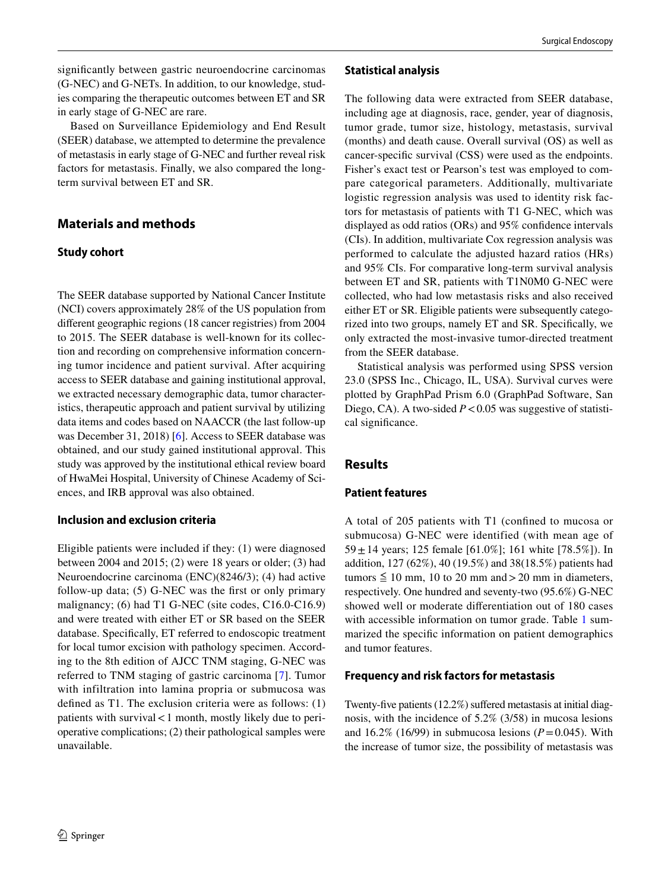significantly between gastric neuroendocrine carcinomas (G-NEC) and G-NETs. In addition, to our knowledge, studies comparing the therapeutic outcomes between ET and SR in early stage of G-NEC are rare.

Based on Surveillance Epidemiology and End Result (SEER) database, we attempted to determine the prevalence of metastasis in early stage of G-NEC and further reveal risk factors for metastasis. Finally, we also compared the long-term survival between ET and SR.

## Materials and methods

### Study cohort

The SEER database supported by National Cancer Institute (NCI) covers approximately 28% of the US population from different geographic regions (18 cancer registries) from 2004 to 2015. The SEER database is well-known for its collection and recording on comprehensive information concerning tumor incidence and patient survival. After acquiring access to SEER database and gaining institutional approval, we extracted necessary demographic data, tumor characteristics, therapeutic approach and patient survival by utilizing data items and codes based on NAACCR (the last follow-up was December 31, 2018) [6]. Access to SEER database was obtained, and our study gained institutional approval. This study was approved by the institutional ethical review board of HwaMei Hospital, University of Chinese Academy of Sciences, and IRB approval was also obtained.

### Inclusion and exclusion criteria

Eligible patients were included if they: (1) were diagnosed between 2004 and 2015; (2) were 18 years or older; (3) had Neuroendocrine carcinoma (ENC)(8246/3); (4) had active follow-up data; (5) G-NEC was the first or only primary malignancy; (6) had T1 G-NEC (site codes, C16.0-C16.9) and were treated with either ET or SR based on the SEER database. Specifically, ET referred to endoscopic treatment for local tumor excision with pathology specimen. According to the 8th edition of AJCC TNM staging, G-NEC was referred to TNM staging of gastric carcinoma [7]. Tumor with infiltration into lamina propria or submucosa was defined as T1. The exclusion criteria were as follows: (1) patients with survival < 1 month, mostly likely due to perioperative complications; (2) their pathological samples were unavailable.

### Statistical analysis

The following data were extracted from SEER database, including age at diagnosis, race, gender, year of diagnosis, tumor grade, tumor size, histology, metastasis, survival (months) and death cause. Overall survival (OS) as well as cancer-specific survival (CSS) were used as the endpoints. Fisher's exact test or Pearson's test was employed to compare categorical parameters. Additionally, multivariate logistic regression analysis was used to identity risk factors for metastasis of patients with T1 G-NEC, which was displayed as odd ratios (ORs) and 95% confidence intervals (CIs). In addition, multivariate Cox regression analysis was performed to calculate the adjusted hazard ratios (HRs) and 95% CIs. For comparative long-term survival analysis between ET and SR, patients with T1N0M0 G-NEC were collected, who had low metastasis risks and also received either ET or SR. Eligible patients were subsequently categorized into two groups, namely ET and SR. Specifically, we only extracted the most-invasive tumor-directed treatment from the SEER database.

Statistical analysis was performed using SPSS version 23.0 (SPSS Inc., Chicago, IL, USA). Survival curves were plotted by GraphPad Prism 6.0 (GraphPad Software, San Diego, CA). A two-sided $P < 0.05$ was suggestive of statistical significance.

## Results

### Patient features

A total of 205 patients with T1 (confined to mucosa or submucosa) G-NEC were identified (with mean age of $59 \pm 14$ years; 125 female [61.0%]; 161 white [78.5%]). In addition, 127 (62%), 40 (19.5%) and 38(18.5%) patients had tumors ≦ 10 mm, 10 to 20 mm and > 20 mm in diameters, respectively. One hundred and seventy-two (95.6%) G-NEC showed well or moderate differentiation out of 180 cases with accessible information on tumor grade. Table 1 summarized the specific information on patient demographics and tumor features.

### Frequency and risk factors for metastasis

Twenty-five patients (12.2%) suffered metastasis at initial diagnosis, with the incidence of 5.2% (3/58) in mucosa lesions and 16.2% (16/99) in submucosa lesions ($P = 0.045$). With the increase of tumor size, the possibility of metastasis was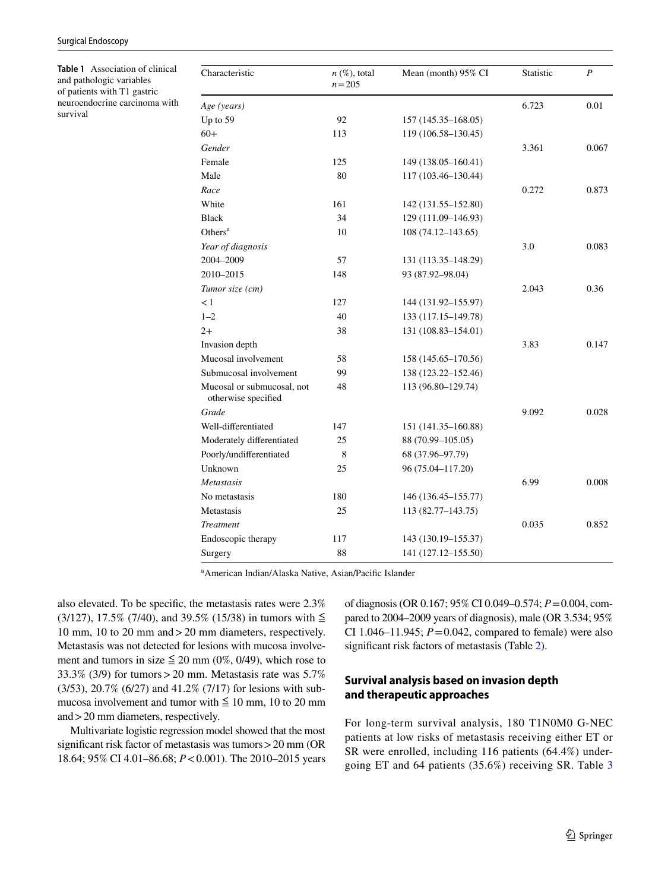**Table 1** Association of clinical and pathologic variables of patients with T1 gastric neuroendocrine carcinoma with survival

| Characteristic | $n$ (%), total $n=205$ | Mean (month) 95% CI | Statistic | $P$ |
|---|---|---|---|---|
| *Age (years)* | | | 6.723 | 0.01 |
| Up to 59 | 92 | 157 (145.35–168.05) | | |
| 60+ | 113 | 119 (106.58–130.45) | | |
| *Gender* | | | 3.361 | 0.067 |
| Female | 125 | 149 (138.05–160.41) | | |
| Male | 80 | 117 (103.46–130.44) | | |
| *Race* | | | 0.272 | 0.873 |
| White | 161 | 142 (131.55–152.80) | | |
| Black | 34 | 129 (111.09–146.93) | | |
| Others[a] | 10 | 108 (74.12–143.65) | | |
| *Year of diagnosis* | | | 3.0 | 0.083 |
| 2004–2009 | 57 | 131 (113.35–148.29) | | |
| 2010–2015 | 148 | 93 (87.92–98.04) | | |
| *Tumor size (cm)* | | | 2.043 | 0.36 |
| < 1 | 127 | 144 (131.92–155.97) | | |
| 1–2 | 40 | 133 (117.15–149.78) | | |
| 2+ | 38 | 131 (108.83–154.01) | | |
| Invasion depth | | | 3.83 | 0.147 |
| Mucosal involvement | 58 | 158 (145.65–170.56) | | |
| Submucosal involvement | 99 | 138 (123.22–152.46) | | |
| Mucosal or submucosal, not otherwise specified | 48 | 113 (96.80–129.74) | | |
| *Grade* | | | 9.092 | 0.028 |
| Well-differentiated | 147 | 151 (141.35–160.88) | | |
| Moderately differentiated | 25 | 88 (70.99–105.05) | | |
| Poorly/undifferentiated | 8 | 68 (37.96–97.79) | | |
| Unknown | 25 | 96 (75.04–117.20) | | |
| *Metastasis* | | | 6.99 | 0.008 |
| No metastasis | 180 | 146 (136.45–155.77) | | |
| Metastasis | 25 | 113 (82.77–143.75) | | |
| *Treatment* | | | 0.035 | 0.852 |
| Endoscopic therapy | 117 | 143 (130.19–155.37) | | |
| Surgery | 88 | 141 (127.12–155.50) | | |

[a]American Indian/Alaska Native, Asian/Pacific Islander

also elevated. To be specific, the metastasis rates were 2.3% (3/127), 17.5% (7/40), and 39.5% (15/38) in tumors with ≦ 10 mm, 10 to 20 mm and > 20 mm diameters, respectively. Metastasis was not detected for lesions with mucosa involvement and tumors in size ≦ 20 mm (0%, 0/49), which rose to 33.3% (3/9) for tumors > 20 mm. Metastasis rate was 5.7% (3/53), 20.7% (6/27) and 41.2% (7/17) for lesions with submucosa involvement and tumor with ≦ 10 mm, 10 to 20 mm and > 20 mm diameters, respectively.

Multivariate logistic regression model showed that the most significant risk factor of metastasis was tumors > 20 mm (OR 18.64; 95% CI 4.01–86.68; $P<0.001$). The 2010–2015 years of diagnosis (OR 0.167; 95% CI 0.049–0.574; $P=0.004$, compared to 2004–2009 years of diagnosis), male (OR 3.534; 95% CI 1.046–11.945; $P=0.042$, compared to female) were also significant risk factors of metastasis (Table 2).

## Survival analysis based on invasion depth and therapeutic approaches

For long-term survival analysis, 180 T1N0M0 G-NEC patients at low risks of metastasis receiving either ET or SR were enrolled, including 116 patients (64.4%) undergoing ET and 64 patients (35.6%) receiving SR. Table 3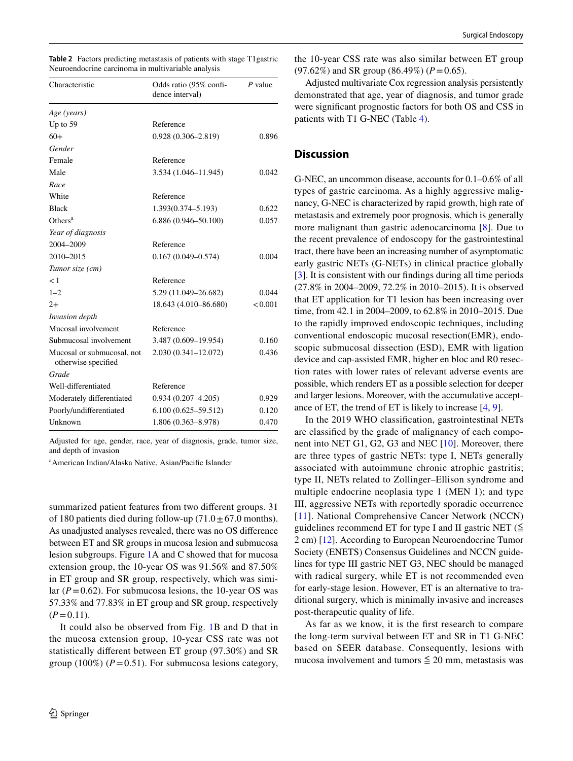**Table 2** Factors predicting metastasis of patients with stage T1gastric Neuroendocrine carcinoma in multivariable analysis

| Characteristic | Odds ratio (95% confidence interval) | *P* value |
|---|---|---|
| *Age (years)* | | |
| Up to 59 | Reference | |
| 60+ | 0.928 (0.306–2.819) | 0.896 |
| *Gender* | | |
| Female | Reference | |
| Male | 3.534 (1.046–11.945) | 0.042 |
| *Race* | | |
| White | Reference | |
| Black | 1.393(0.374–5.193) | 0.622 |
| Others[a] | 6.886 (0.946–50.100) | 0.057 |
| *Year of diagnosis* | | |
| 2004–2009 | Reference | |
| 2010–2015 | 0.167 (0.049–0.574) | 0.004 |
| *Tumor size (cm)* | | |
| < 1 | Reference | |
| 1–2 | 5.29 (11.049–26.682) | 0.044 |
| 2+ | 18.643 (4.010–86.680) | < 0.001 |
| *Invasion depth* | | |
| Mucosal involvement | Reference | |
| Submucosal involvement | 3.487 (0.609–19.954) | 0.160 |
| Mucosal or submucosal, not otherwise specified | 2.030 (0.341–12.072) | 0.436 |
| *Grade* | | |
| Well-differentiated | Reference | |
| Moderately differentiated | 0.934 (0.207–4.205) | 0.929 |
| Poorly/undifferentiated | 6.100 (0.625–59.512) | 0.120 |
| Unknown | 1.806 (0.363–8.978) | 0.470 |

Adjusted for age, gender, race, year of diagnosis, grade, tumor size, and depth of invasion

[a]American Indian/Alaska Native, Asian/Pacific Islander

summarized patient features from two different groups. 31 of 180 patients died during follow-up (71.0 ± 67.0 months). As unadjusted analyses revealed, there was no OS difference between ET and SR groups in mucosa lesion and submucosa lesion subgroups. Figure 1A and C showed that for mucosa extension group, the 10-year OS was 91.56% and 87.50% in ET group and SR group, respectively, which was similar ($P = 0.62$). For submucosa lesions, the 10-year OS was 57.33% and 77.83% in ET group and SR group, respectively ($P = 0.11$).

It could also be observed from Fig. 1B and D that in the mucosa extension group, 10-year CSS rate was not statistically different between ET group (97.30%) and SR group (100%) ($P = 0.51$). For submucosa lesions category, the 10-year CSS rate was also similar between ET group (97.62%) and SR group (86.49%) ($P = 0.65$).

Adjusted multivariate Cox regression analysis persistently demonstrated that age, year of diagnosis, and tumor grade were significant prognostic factors for both OS and CSS in patients with T1 G-NEC (Table 4).

## Discussion

G-NEC, an uncommon disease, accounts for 0.1–0.6% of all types of gastric carcinoma. As a highly aggressive malignancy, G-NEC is characterized by rapid growth, high rate of metastasis and extremely poor prognosis, which is generally more malignant than gastric adenocarcinoma [8]. Due to the recent prevalence of endoscopy for the gastrointestinal tract, there have been an increasing number of asymptomatic early gastric NETs (G-NETs) in clinical practice globally [3]. It is consistent with our findings during all time periods (27.8% in 2004–2009, 72.2% in 2010–2015). It is observed that ET application for T1 lesion has been increasing over time, from 42.1 in 2004–2009, to 62.8% in 2010–2015. Due to the rapidly improved endoscopic techniques, including conventional endoscopic mucosal resection(EMR), endoscopic submucosal dissection (ESD), EMR with ligation device and cap-assisted EMR, higher en bloc and R0 resection rates with lower rates of relevant adverse events are possible, which renders ET as a possible selection for deeper and larger lesions. Moreover, with the accumulative acceptance of ET, the trend of ET is likely to increase [4, 9].

In the 2019 WHO classification, gastrointestinal NETs are classified by the grade of malignancy of each component into NET G1, G2, G3 and NEC [10]. Moreover, there are three types of gastric NETs: type I, NETs generally associated with autoimmune chronic atrophic gastritis; type II, NETs related to Zollinger–Ellison syndrome and multiple endocrine neoplasia type 1 (MEN 1); and type III, aggressive NETs with reportedly sporadic occurrence [11]. National Comprehensive Cancer Network (NCCN) guidelines recommend ET for type I and II gastric NET (≦ 2 cm) [12]. According to European Neuroendocrine Tumor Society (ENETS) Consensus Guidelines and NCCN guidelines for type III gastric NET G3, NEC should be managed with radical surgery, while ET is not recommended even for early-stage lesion. However, ET is an alternative to traditional surgery, which is minimally invasive and increases post-therapeutic quality of life.

As far as we know, it is the first research to compare the long-term survival between ET and SR in T1 G-NEC based on SEER database. Consequently, lesions with mucosa involvement and tumors ≦ 20 mm, metastasis was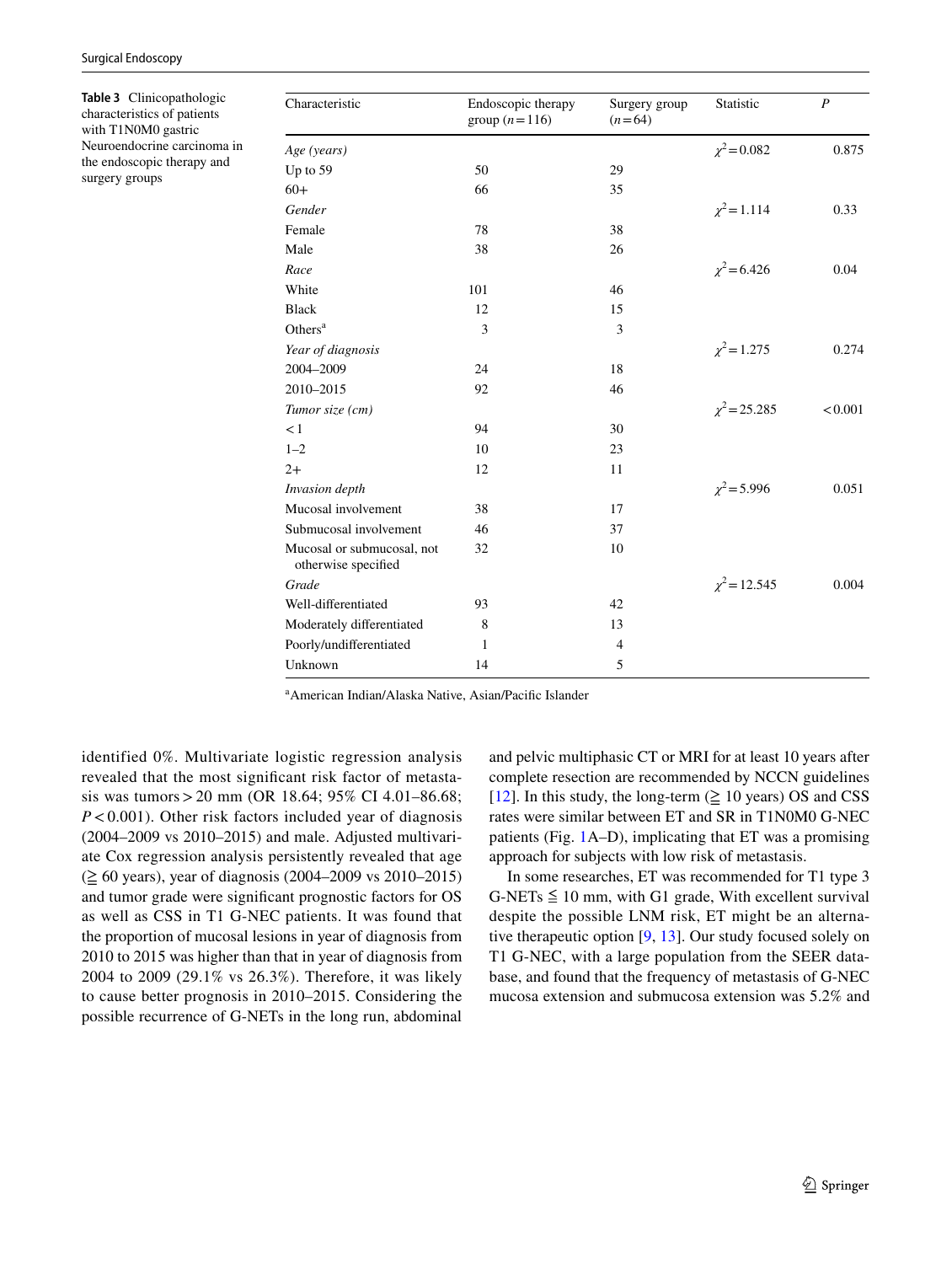**Table 3** Clinicopathologic characteristics of patients with T1N0M0 gastric Neuroendocrine carcinoma in the endoscopic therapy and surgery groups

| Characteristic | Endoscopic therapy group ($n = 116$) | Surgery group ($n = 64$) | Statistic | $P$ |
|---|---|---|---|---|
| *Age (years)* | | | $\chi^2 = 0.082$ | 0.875 |
| Up to 59 | 50 | 29 | | |
| 60+ | 66 | 35 | | |
| *Gender* | | | $\chi^2 = 1.114$ | 0.33 |
| Female | 78 | 38 | | |
| Male | 38 | 26 | | |
| *Race* | | | $\chi^2 = 6.426$ | 0.04 |
| White | 101 | 46 | | |
| Black | 12 | 15 | | |
| Others[a] | 3 | 3 | | |
| *Year of diagnosis* | | | $\chi^2 = 1.275$ | 0.274 |
| 2004–2009 | 24 | 18 | | |
| 2010–2015 | 92 | 46 | | |
| *Tumor size (cm)* | | | $\chi^2 = 25.285$ | < 0.001 |
| < 1 | 94 | 30 | | |
| 1–2 | 10 | 23 | | |
| 2+ | 12 | 11 | | |
| *Invasion depth* | | | $\chi^2 = 5.996$ | 0.051 |
| Mucosal involvement | 38 | 17 | | |
| Submucosal involvement | 46 | 37 | | |
| Mucosal or submucosal, not otherwise specified | 32 | 10 | | |
| *Grade* | | | $\chi^2 = 12.545$ | 0.004 |
| Well-differentiated | 93 | 42 | | |
| Moderately differentiated | 8 | 13 | | |
| Poorly/undifferentiated | 1 | 4 | | |
| Unknown | 14 | 5 | | |

[a]American Indian/Alaska Native, Asian/Pacific Islander

identified 0%. Multivariate logistic regression analysis revealed that the most significant risk factor of metastasis was tumors > 20 mm (OR 18.64; 95% CI 4.01–86.68; $P < 0.001$). Other risk factors included year of diagnosis (2004–2009 vs 2010–2015) and male. Adjusted multivariate Cox regression analysis persistently revealed that age (≧ 60 years), year of diagnosis (2004–2009 vs 2010–2015) and tumor grade were significant prognostic factors for OS as well as CSS in T1 G-NEC patients. It was found that the proportion of mucosal lesions in year of diagnosis from 2010 to 2015 was higher than that in year of diagnosis from 2004 to 2009 (29.1% vs 26.3%). Therefore, it was likely to cause better prognosis in 2010–2015. Considering the possible recurrence of G-NETs in the long run, abdominal and pelvic multiphasic CT or MRI for at least 10 years after complete resection are recommended by NCCN guidelines [12]. In this study, the long-term (≧ 10 years) OS and CSS rates were similar between ET and SR in T1N0M0 G-NEC patients (Fig. 1A–D), implicating that ET was a promising approach for subjects with low risk of metastasis.

In some researches, ET was recommended for T1 type 3 G-NETs ≦ 10 mm, with G1 grade, With excellent survival despite the possible LNM risk, ET might be an alternative therapeutic option [9, 13]. Our study focused solely on T1 G-NEC, with a large population from the SEER database, and found that the frequency of metastasis of G-NEC mucosa extension and submucosa extension was 5.2% and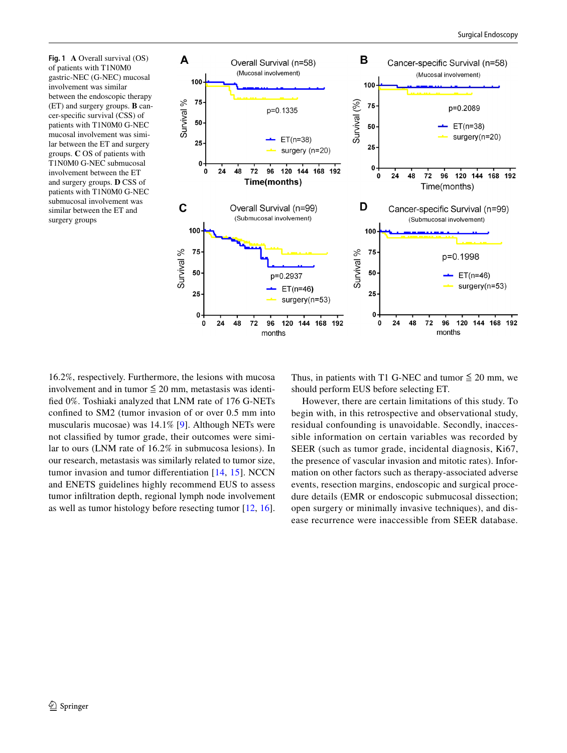**Fig. 1** **A** Overall survival (OS) of patients with T1N0M0 gastric-NEC (G-NEC) mucosal involvement was similar between the endoscopic therapy (ET) and surgery groups. **B** cancer-specific survival (CSS) of patients with T1N0M0 G-NEC mucosal involvement was similar between the ET and surgery groups. **C** OS of patients with T1N0M0 G-NEC submucosal involvement between the ET and surgery groups. **D** CSS of patients with T1N0M0 G-NEC submucosal involvement was similar between the ET and surgery groups

16.2%, respectively. Furthermore, the lesions with mucosa involvement and in tumor ≦ 20 mm, metastasis was identified 0%. Toshiaki analyzed that LNM rate of 176 G-NETs confined to SM2 (tumor invasion of or over 0.5 mm into muscularis mucosae) was 14.1% [9]. Although NETs were not classified by tumor grade, their outcomes were similar to ours (LNM rate of 16.2% in submucosa lesions). In our research, metastasis was similarly related to tumor size, tumor invasion and tumor differentiation [14, 15]. NCCN and ENETS guidelines highly recommend EUS to assess tumor infiltration depth, regional lymph node involvement as well as tumor histology before resecting tumor [12, 16]. Thus, in patients with T1 G-NEC and tumor ≦ 20 mm, we should perform EUS before selecting ET.

However, there are certain limitations of this study. To begin with, in this retrospective and observational study, residual confounding is unavoidable. Secondly, inaccessible information on certain variables was recorded by SEER (such as tumor grade, incidental diagnosis, Ki67, the presence of vascular invasion and mitotic rates). Information on other factors such as therapy-associated adverse events, resection margins, endoscopic and surgical procedure details (EMR or endoscopic submucosal dissection; open surgery or minimally invasive techniques), and disease recurrence were inaccessible from SEER database.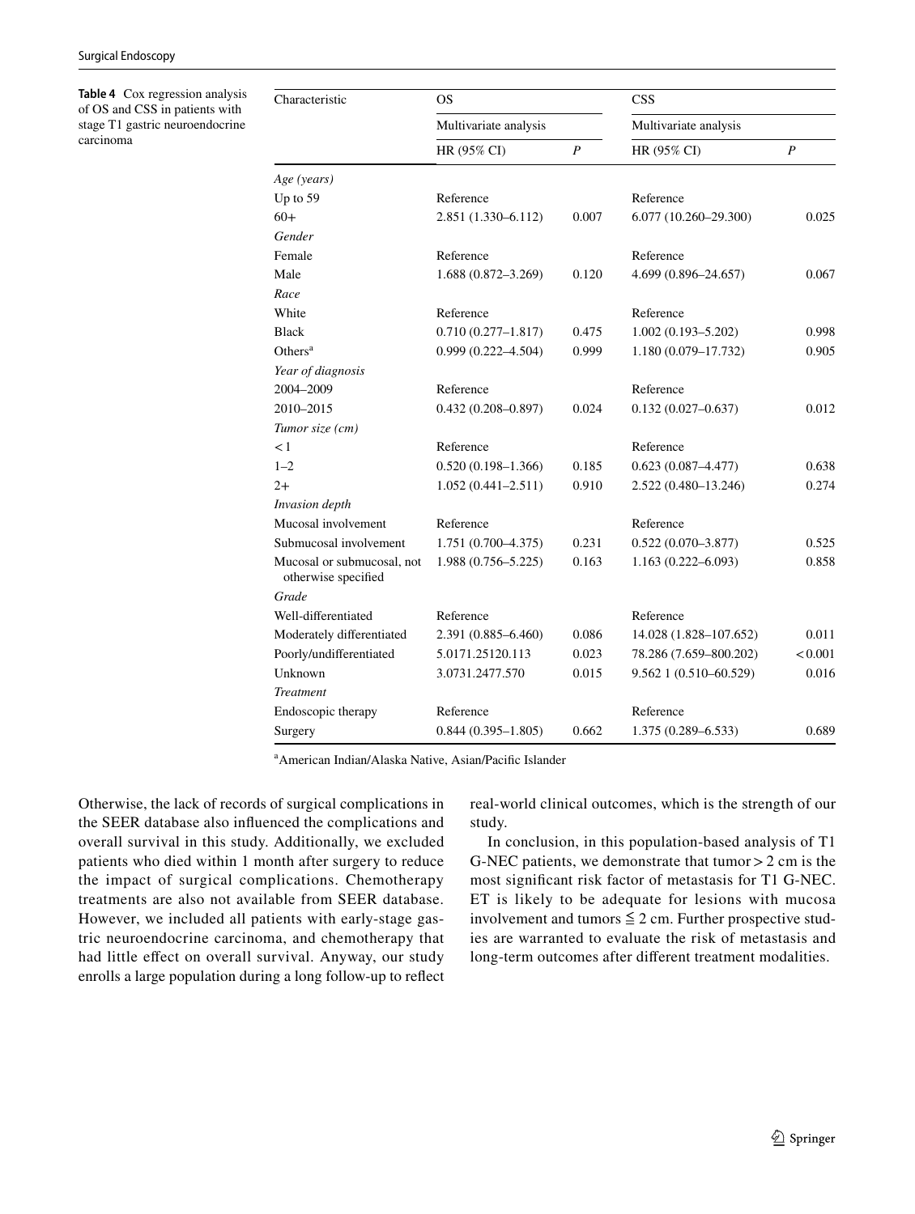**Table 4** Cox regression analysis of OS and CSS in patients with stage T1 gastric neuroendocrine carcinoma

| Characteristic | OS | | CSS | |
|---|---|---|---|---|
| | Multivariate analysis | | Multivariate analysis | |
| | HR (95% CI) | *P* | HR (95% CI) | *P* |
| *Age (years)* | | | | |
| Up to 59 | Reference | | Reference | |
| 60+ | 2.851 (1.330–6.112) | 0.007 | 6.077 (10.260–29.300) | 0.025 |
| *Gender* | | | | |
| Female | Reference | | Reference | |
| Male | 1.688 (0.872–3.269) | 0.120 | 4.699 (0.896–24.657) | 0.067 |
| *Race* | | | | |
| White | Reference | | Reference | |
| Black | 0.710 (0.277–1.817) | 0.475 | 1.002 (0.193–5.202) | 0.998 |
| Others[a] | 0.999 (0.222–4.504) | 0.999 | 1.180 (0.079–17.732) | 0.905 |
| *Year of diagnosis* | | | | |
| 2004–2009 | Reference | | Reference | |
| 2010–2015 | 0.432 (0.208–0.897) | 0.024 | 0.132 (0.027–0.637) | 0.012 |
| *Tumor size (cm)* | | | | |
| < 1 | Reference | | Reference | |
| 1–2 | 0.520 (0.198–1.366) | 0.185 | 0.623 (0.087–4.477) | 0.638 |
| 2+ | 1.052 (0.441–2.511) | 0.910 | 2.522 (0.480–13.246) | 0.274 |
| *Invasion depth* | | | | |
| Mucosal involvement | Reference | | Reference | |
| Submucosal involvement | 1.751 (0.700–4.375) | 0.231 | 0.522 (0.070–3.877) | 0.525 |
| Mucosal or submucosal, not otherwise specified | 1.988 (0.756–5.225) | 0.163 | 1.163 (0.222–6.093) | 0.858 |
| *Grade* | | | | |
| Well-differentiated | Reference | | Reference | |
| Moderately differentiated | 2.391 (0.885–6.460) | 0.086 | 14.028 (1.828–107.652) | 0.011 |
| Poorly/undifferentiated | 5.0171.25120.113 | 0.023 | 78.286 (7.659–800.202) | < 0.001 |
| Unknown | 3.0731.2477.570 | 0.015 | 9.562 1 (0.510–60.529) | 0.016 |
| *Treatment* | | | | |
| Endoscopic therapy | Reference | | Reference | |
| Surgery | 0.844 (0.395–1.805) | 0.662 | 1.375 (0.289–6.533) | 0.689 |

[a]American Indian/Alaska Native, Asian/Pacific Islander

Otherwise, the lack of records of surgical complications in the SEER database also influenced the complications and overall survival in this study. Additionally, we excluded patients who died within 1 month after surgery to reduce the impact of surgical complications. Chemotherapy treatments are also not available from SEER database. However, we included all patients with early-stage gastric neuroendocrine carcinoma, and chemotherapy that had little effect on overall survival. Anyway, our study enrolls a large population during a long follow-up to reflect real-world clinical outcomes, which is the strength of our study.

In conclusion, in this population-based analysis of T1 G-NEC patients, we demonstrate that tumor > 2 cm is the most significant risk factor of metastasis for T1 G-NEC. ET is likely to be adequate for lesions with mucosa involvement and tumors ≦ 2 cm. Further prospective studies are warranted to evaluate the risk of metastasis and long-term outcomes after different treatment modalities.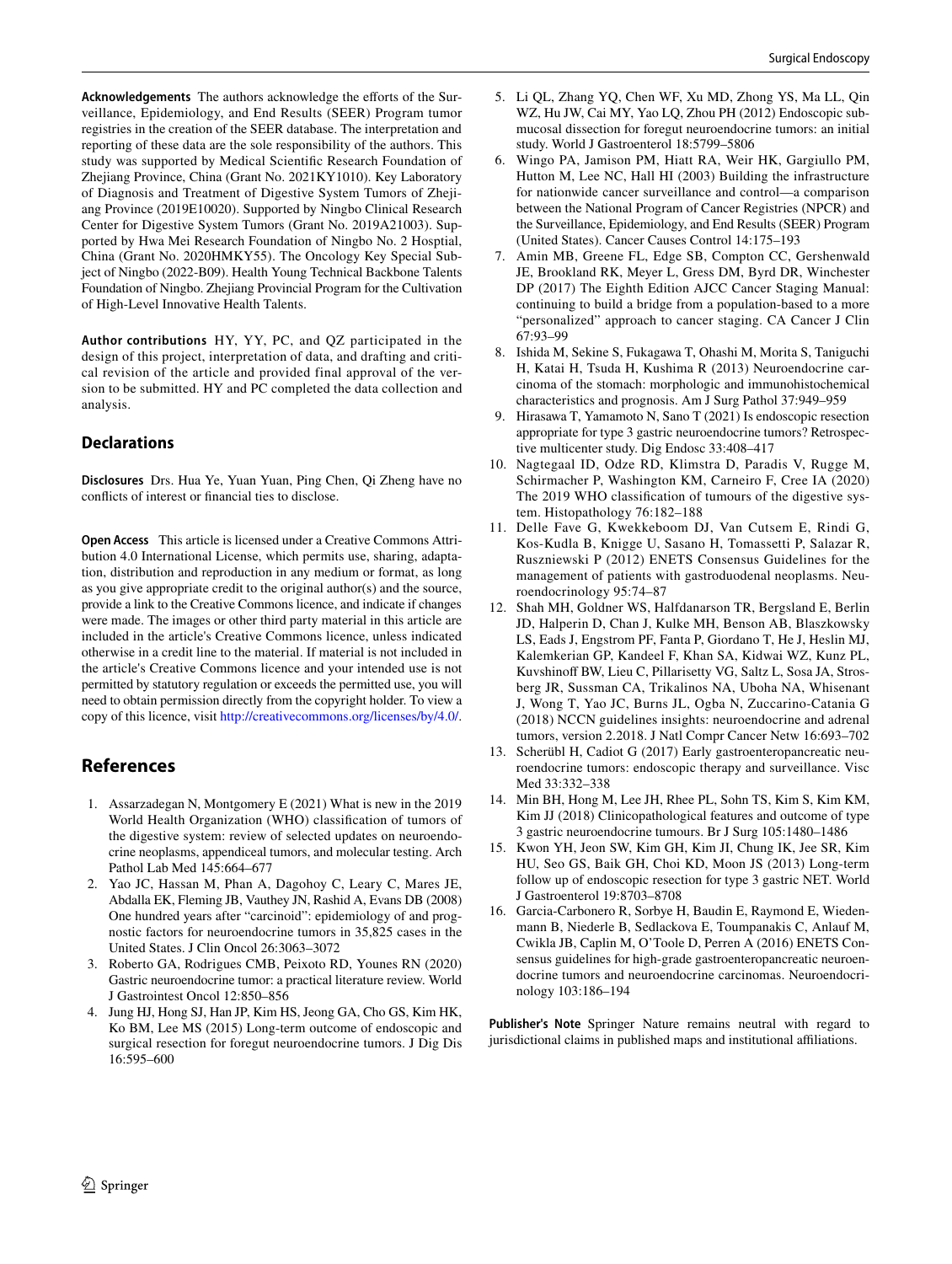**Acknowledgements** The authors acknowledge the efforts of the Surveillance, Epidemiology, and End Results (SEER) Program tumor registries in the creation of the SEER database. The interpretation and reporting of these data are the sole responsibility of the authors. This study was supported by Medical Scientific Research Foundation of Zhejiang Province, China (Grant No. 2021KY1010). Key Laboratory of Diagnosis and Treatment of Digestive System Tumors of Zhejiang Province (2019E10020). Supported by Ningbo Clinical Research Center for Digestive System Tumors (Grant No. 2019A21003). Supported by Hwa Mei Research Foundation of Ningbo No. 2 Hosptial, China (Grant No. 2020HMKY55). The Oncology Key Special Subject of Ningbo (2022-B09). Health Young Technical Backbone Talents Foundation of Ningbo. Zhejiang Provincial Program for the Cultivation of High-Level Innovative Health Talents.

**Author contributions** HY, YY, PC, and QZ participated in the design of this project, interpretation of data, and drafting and critical revision of the article and provided final approval of the version to be submitted. HY and PC completed the data collection and analysis.

## Declarations

**Disclosures** Drs. Hua Ye, Yuan Yuan, Ping Chen, Qi Zheng have no conflicts of interest or financial ties to disclose.

**Open Access** This article is licensed under a Creative Commons Attribution 4.0 International License, which permits use, sharing, adaptation, distribution and reproduction in any medium or format, as long as you give appropriate credit to the original author(s) and the source, provide a link to the Creative Commons licence, and indicate if changes were made. The images or other third party material in this article are included in the article's Creative Commons licence, unless indicated otherwise in a credit line to the material. If material is not included in the article's Creative Commons licence and your intended use is not permitted by statutory regulation or exceeds the permitted use, you will need to obtain permission directly from the copyright holder. To view a copy of this licence, visit http://creativecommons.org/licenses/by/4.0/.

## References

1. Assarzadegan N, Montgomery E (2021) What is new in the 2019 World Health Organization (WHO) classification of tumors of the digestive system: review of selected updates on neuroendocrine neoplasms, appendiceal tumors, and molecular testing. Arch Pathol Lab Med 145:664–677
2. Yao JC, Hassan M, Phan A, Dagohoy C, Leary C, Mares JE, Abdalla EK, Fleming JB, Vauthey JN, Rashid A, Evans DB (2008) One hundred years after "carcinoid": epidemiology of and prognostic factors for neuroendocrine tumors in 35,825 cases in the United States. J Clin Oncol 26:3063–3072
3. Roberto GA, Rodrigues CMB, Peixoto RD, Younes RN (2020) Gastric neuroendocrine tumor: a practical literature review. World J Gastrointest Oncol 12:850–856
4. Jung HJ, Hong SJ, Han JP, Kim HS, Jeong GA, Cho GS, Kim HK, Ko BM, Lee MS (2015) Long-term outcome of endoscopic and surgical resection for foregut neuroendocrine tumors. J Dig Dis 16:595–600
5. Li QL, Zhang YQ, Chen WF, Xu MD, Zhong YS, Ma LL, Qin WZ, Hu JW, Cai MY, Yao LQ, Zhou PH (2012) Endoscopic submucosal dissection for foregut neuroendocrine tumors: an initial study. World J Gastroenterol 18:5799–5806
6. Wingo PA, Jamison PM, Hiatt RA, Weir HK, Gargiullo PM, Hutton M, Lee NC, Hall HI (2003) Building the infrastructure for nationwide cancer surveillance and control—a comparison between the National Program of Cancer Registries (NPCR) and the Surveillance, Epidemiology, and End Results (SEER) Program (United States). Cancer Causes Control 14:175–193
7. Amin MB, Greene FL, Edge SB, Compton CC, Gershenwald JE, Brookland RK, Meyer L, Gress DM, Byrd DR, Winchester DP (2017) The Eighth Edition AJCC Cancer Staging Manual: continuing to build a bridge from a population-based to a more "personalized" approach to cancer staging. CA Cancer J Clin 67:93–99
8. Ishida M, Sekine S, Fukagawa T, Ohashi M, Morita S, Taniguchi H, Katai H, Tsuda H, Kushima R (2013) Neuroendocrine carcinoma of the stomach: morphologic and immunohistochemical characteristics and prognosis. Am J Surg Pathol 37:949–959
9. Hirasawa T, Yamamoto N, Sano T (2021) Is endoscopic resection appropriate for type 3 gastric neuroendocrine tumors? Retrospective multicenter study. Dig Endosc 33:408–417
10. Nagtegaal ID, Odze RD, Klimstra D, Paradis V, Rugge M, Schirmacher P, Washington KM, Carneiro F, Cree IA (2020) The 2019 WHO classification of tumours of the digestive system. Histopathology 76:182–188
11. Delle Fave G, Kwekkeboom DJ, Van Cutsem E, Rindi G, Kos-Kudla B, Knigge U, Sasano H, Tomassetti P, Salazar R, Ruszniewski P (2012) ENETS Consensus Guidelines for the management of patients with gastroduodenal neoplasms. Neuroendocrinology 95:74–87
12. Shah MH, Goldner WS, Halfdanarson TR, Bergsland E, Berlin JD, Halperin D, Chan J, Kulke MH, Benson AB, Blaszkowsky LS, Eads J, Engstrom PF, Fanta P, Giordano T, He J, Heslin MJ, Kalemkerian GP, Kandeel F, Khan SA, Kidwai WZ, Kunz PL, Kuvshinoff BW, Lieu C, Pillarisetty VG, Saltz L, Sosa JA, Strosberg JR, Sussman CA, Trikalinos NA, Uboha NA, Whisenant J, Wong T, Yao JC, Burns JL, Ogba N, Zuccarino-Catania G (2018) NCCN guidelines insights: neuroendocrine and adrenal tumors, version 2.2018. J Natl Compr Cancer Netw 16:693–702
13. Scherübl H, Cadiot G (2017) Early gastroenteropancreatic neuroendocrine tumors: endoscopic therapy and surveillance. Visc Med 33:332–338
14. Min BH, Hong M, Lee JH, Rhee PL, Sohn TS, Kim S, Kim KM, Kim JJ (2018) Clinicopathological features and outcome of type 3 gastric neuroendocrine tumours. Br J Surg 105:1480–1486
15. Kwon YH, Jeon SW, Kim GH, Kim JI, Chung IK, Jee SR, Kim HU, Seo GS, Baik GH, Choi KD, Moon JS (2013) Long-term follow up of endoscopic resection for type 3 gastric NET. World J Gastroenterol 19:8703–8708
16. Garcia-Carbonero R, Sorbye H, Baudin E, Raymond E, Wiedenmann B, Niederle B, Sedlackova E, Toumpanakis C, Anlauf M, Cwikla JB, Caplin M, O'Toole D, Perren A (2016) ENETS Consensus guidelines for high-grade gastroenteropancreatic neuroendocrine tumors and neuroendocrine carcinomas. Neuroendocrinology 103:186–194

**Publisher's Note** Springer Nature remains neutral with regard to jurisdictional claims in published maps and institutional affiliations.